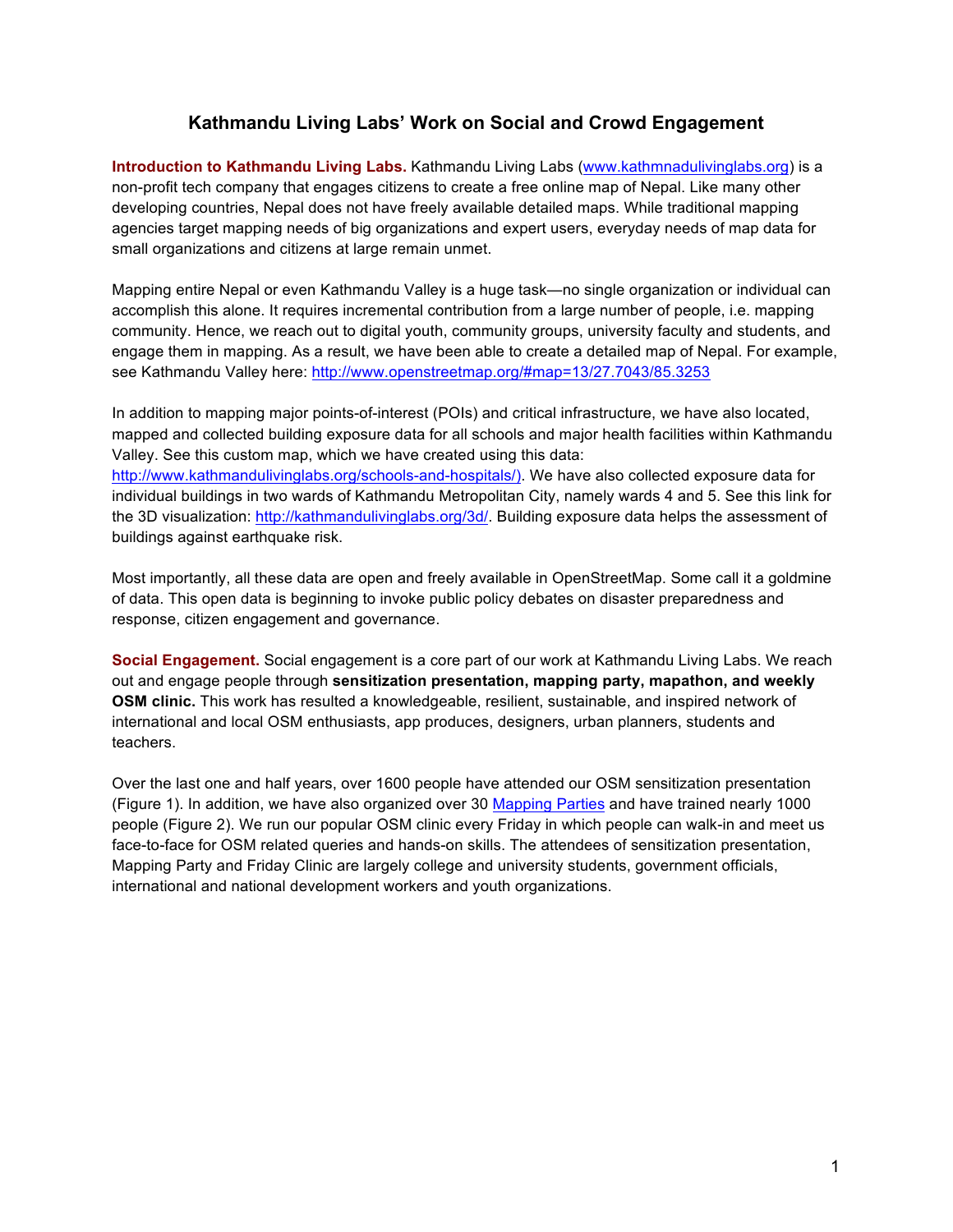# Kathmandu Living Labs' Work on Social and Crowd Engagement

**Introduction to Kathmandu Living Labs.** Kathmandu Living Labs ([www.kathmnadulivinglabs.org](www.kathmnadulivinglabs.org)) is a non-profit tech company that engages citizens to create a free online map of Nepal. Like many other developing countries, Nepal does not have freely available detailed maps. While traditional mapping agencies target mapping needs of big organizations and expert users, everyday needs of map data for small organizations and citizens at large remain unmet.

Mapping entire Nepal or even Kathmandu Valley is a huge task—no single organization or individual can accomplish this alone. It requires incremental contribution from a large number of people, i.e. mapping community. Hence, we reach out to digital youth, community groups, university faculty and students, and engage them in mapping. As a result, we have been able to create a detailed map of Nepal. For example, see Kathmandu Valley here: http://www.openstreetmap.org/#map=13/27.7043/85.3253

In addition to mapping major points-of-interest (POIs) and critical infrastructure, we have also located, mapped and collected building exposure data for all schools and major health facilities within Kathmandu Valley. See this custom map, which we have created using this data: http://www.kathmandulivinglabs.org/schools-and-hospitals/). We have also collected exposure data for individual buildings in two wards of Kathmandu Metropolitan City, namely wards 4 and 5. See this link for the 3D visualization: http://kathmandulivinglabs.org/3d/. Building exposure data helps the assessment of buildings against earthquake risk.

Most importantly, all these data are open and freely available in OpenStreetMap. Some call it a goldmine of data. This open data is beginning to invoke public policy debates on disaster preparedness and response, citizen engagement and governance.

**Social Engagement.** Social engagement is a core part of our work at Kathmandu Living Labs. We reach out and engage people through **sensitization presentation, mapping party, mapathon, and weekly OSM clinic.** This work has resulted a knowledgeable, resilient, sustainable, and inspired network of international and local OSM enthusiasts, app produces, designers, urban planners, students and teachers.

Over the last one and half years, over 1600 people have attended our OSM sensitization presentation (Figure 1). In addition, we have also organized over 30 Mapping Parties and have trained nearly 1000 people (Figure 2). We run our popular OSM clinic every Friday in which people can walk-in and meet us face-to-face for OSM related queries and hands-on skills. The attendees of sensitization presentation, Mapping Party and Friday Clinic are largely college and university students, government officials, international and national development workers and youth organizations.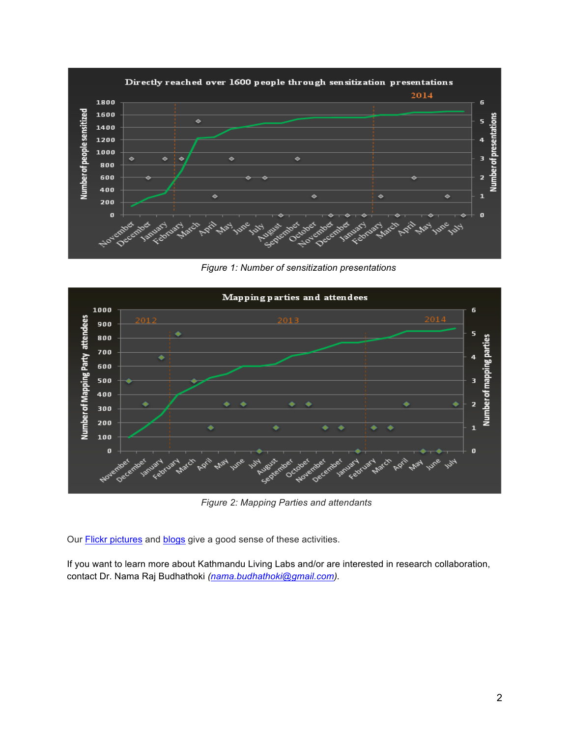Directly reached over 1600 people through sensitization presentations

2014

Number of people sensitized

1800
1600
1400
1200
1000
800
600
400
200
0

Number of presentations

6
5
4
3
2
1
0

November December January February March April May June July August September October November December January February March April May June July

*Figure 1: Number of sensitization presentations*

Mapping parties and attendees

2012
2013
2014

Number of Mapping Party attendees

1000
900
800
700
600
500
400
300
200
100
0

Number of mapping parties

6
5
4
3
2
1
0

November December January February March April May June July August September October November December January February March April May June July

*Figure 2: Mapping Parties and attendants*

Our Flickr pictures and blogs give a good sense of these activities.

If you want to learn more about Kathmandu Living Labs and/or are interested in research collaboration, contact Dr. Nama Raj Budhathoki *(nama.budhathoki@gmail.com)*.